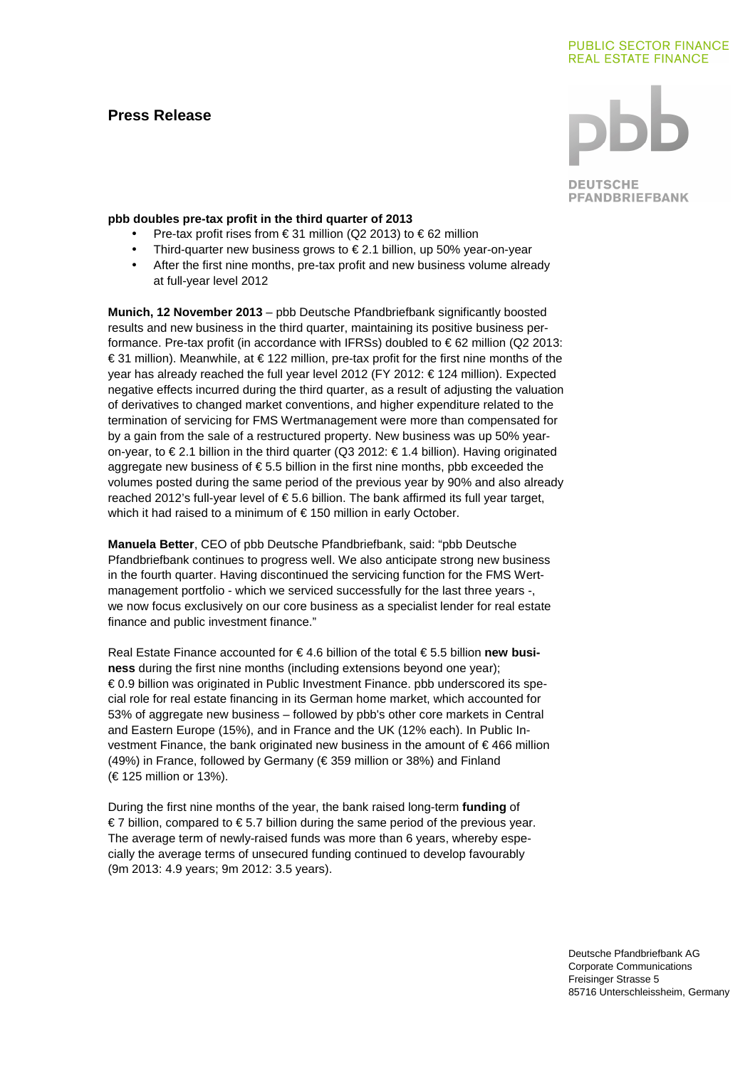PUBLIC SECTOR FINANCE
REAL ESTATE FINANCE

# Press Release

DEUTSCHE PFANDBRIEFBANK

**pbb doubles pre-tax profit in the third quarter of 2013**

- Pre-tax profit rises from € 31 million (Q2 2013) to € 62 million
- Third-quarter new business grows to € 2.1 billion, up 50% year-on-year
- After the first nine months, pre-tax profit and new business volume already at full-year level 2012

**Munich, 12 November 2013** – pbb Deutsche Pfandbriefbank significantly boosted results and new business in the third quarter, maintaining its positive business performance. Pre-tax profit (in accordance with IFRSs) doubled to € 62 million (Q2 2013: € 31 million). Meanwhile, at € 122 million, pre-tax profit for the first nine months of the year has already reached the full year level 2012 (FY 2012: € 124 million). Expected negative effects incurred during the third quarter, as a result of adjusting the valuation of derivatives to changed market conventions, and higher expenditure related to the termination of servicing for FMS Wertmanagement were more than compensated for by a gain from the sale of a restructured property. New business was up 50% year-on-year, to € 2.1 billion in the third quarter (Q3 2012: € 1.4 billion). Having originated aggregate new business of € 5.5 billion in the first nine months, pbb exceeded the volumes posted during the same period of the previous year by 90% and also already reached 2012's full-year level of € 5.6 billion. The bank affirmed its full year target, which it had raised to a minimum of € 150 million in early October.

**Manuela Better**, CEO of pbb Deutsche Pfandbriefbank, said: "pbb Deutsche Pfandbriefbank continues to progress well. We also anticipate strong new business in the fourth quarter. Having discontinued the servicing function for the FMS Wertmanagement portfolio - which we serviced successfully for the last three years -, we now focus exclusively on our core business as a specialist lender for real estate finance and public investment finance."

Real Estate Finance accounted for € 4.6 billion of the total € 5.5 billion **new business** during the first nine months (including extensions beyond one year); € 0.9 billion was originated in Public Investment Finance. pbb underscored its special role for real estate financing in its German home market, which accounted for 53% of aggregate new business – followed by pbb's other core markets in Central and Eastern Europe (15%), and in France and the UK (12% each). In Public Investment Finance, the bank originated new business in the amount of € 466 million (49%) in France, followed by Germany (€ 359 million or 38%) and Finland (€ 125 million or 13%).

During the first nine months of the year, the bank raised long-term **funding** of € 7 billion, compared to € 5.7 billion during the same period of the previous year. The average term of newly-raised funds was more than 6 years, whereby especially the average terms of unsecured funding continued to develop favourably (9m 2013: 4.9 years; 9m 2012: 3.5 years).

Deutsche Pfandbriefbank AG
Corporate Communications
Freisinger Strasse 5
85716 Unterschleissheim, Germany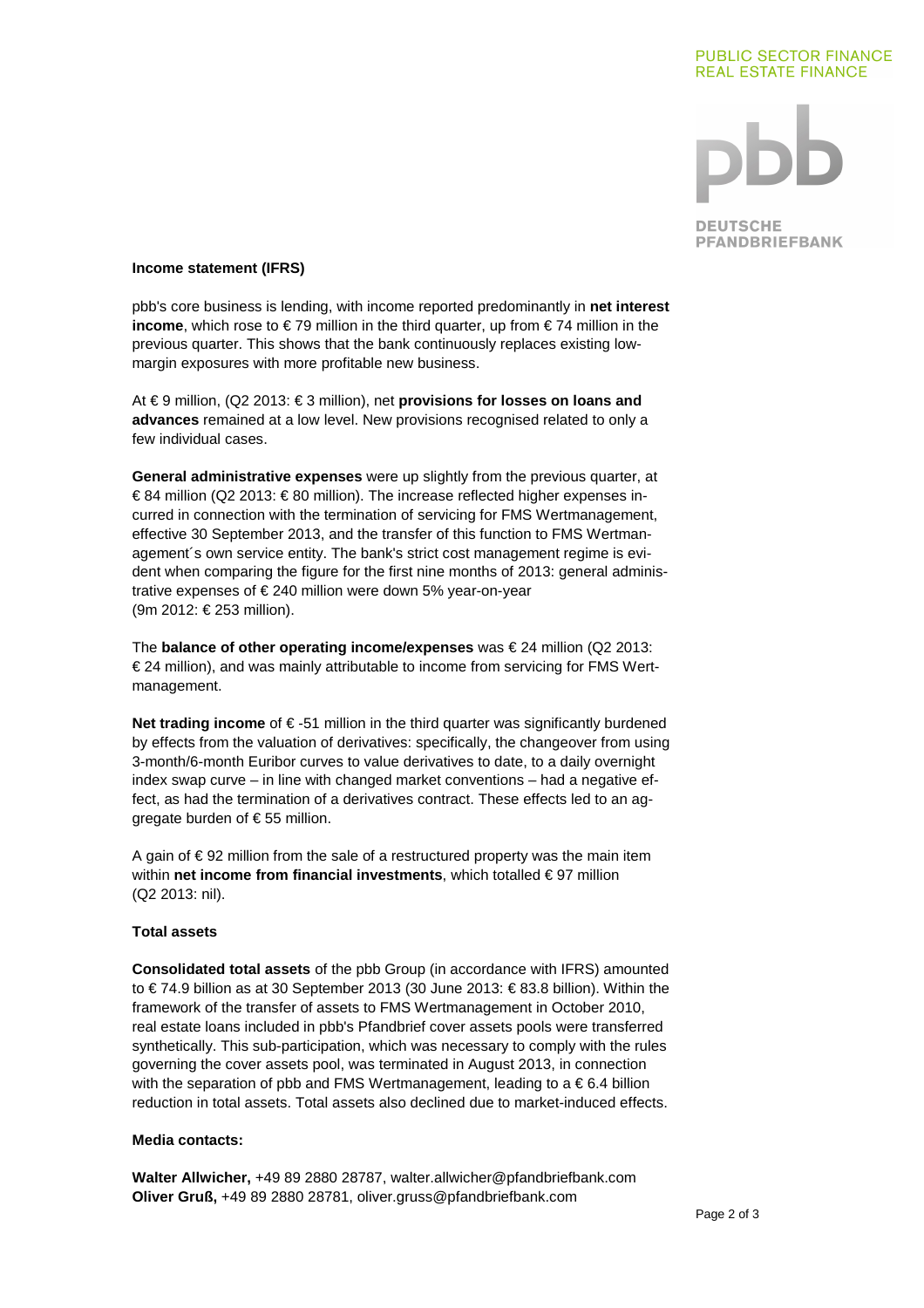**Income statement (IFRS)**

pbb's core business is lending, with income reported predominantly in **net interest income**, which rose to € 79 million in the third quarter, up from € 74 million in the previous quarter. This shows that the bank continuously replaces existing low-margin exposures with more profitable new business.

At € 9 million, (Q2 2013: € 3 million), net **provisions for losses on loans and advances** remained at a low level. New provisions recognised related to only a few individual cases.

**General administrative expenses** were up slightly from the previous quarter, at € 84 million (Q2 2013: € 80 million). The increase reflected higher expenses incurred in connection with the termination of servicing for FMS Wertmanagement, effective 30 September 2013, and the transfer of this function to FMS Wertmanagement´s own service entity. The bank's strict cost management regime is evident when comparing the figure for the first nine months of 2013: general administrative expenses of € 240 million were down 5% year-on-year (9m 2012: € 253 million).

The **balance of other operating income/expenses** was € 24 million (Q2 2013: € 24 million), and was mainly attributable to income from servicing for FMS Wertmanagement.

**Net trading income** of € -51 million in the third quarter was significantly burdened by effects from the valuation of derivatives: specifically, the changeover from using 3-month/6-month Euribor curves to value derivatives to date, to a daily overnight index swap curve – in line with changed market conventions – had a negative effect, as had the termination of a derivatives contract. These effects led to an aggregate burden of € 55 million.

A gain of € 92 million from the sale of a restructured property was the main item within **net income from financial investments**, which totalled € 97 million (Q2 2013: nil).

**Total assets**

**Consolidated total assets** of the pbb Group (in accordance with IFRS) amounted to € 74.9 billion as at 30 September 2013 (30 June 2013: € 83.8 billion). Within the framework of the transfer of assets to FMS Wertmanagement in October 2010, real estate loans included in pbb's Pfandbrief cover assets pools were transferred synthetically. This sub-participation, which was necessary to comply with the rules governing the cover assets pool, was terminated in August 2013, in connection with the separation of pbb and FMS Wertmanagement, leading to a € 6.4 billion reduction in total assets. Total assets also declined due to market-induced effects.

**Media contacts:**

**Walter Allwicher,** +49 89 2880 28787, walter.allwicher@pfandbriefbank.com
**Oliver Gruß,** +49 89 2880 28781, oliver.gruss@pfandbriefbank.com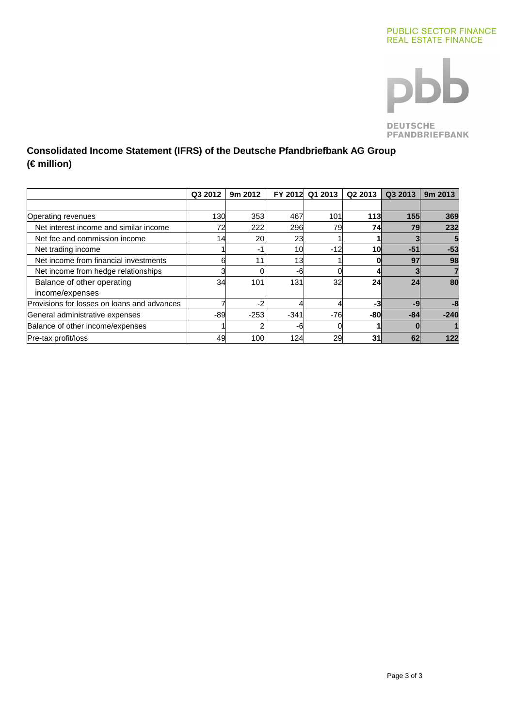PUBLIC SECTOR FINANCE
REAL ESTATE FINANCE

DEUTSCHE
PFANDBRIEFBANK

## Consolidated Income Statement (IFRS) of the Deutsche Pfandbriefbank AG Group (€ million)

| | Q3 2012 | 9m 2012 | FY 2012 | Q1 2013 | Q2 2013 | Q3 2013 | 9m 2013 |
|---|---|---|---|---|---|---|---|
| Operating revenues | 130 | 353 | 467 | 101 | **113** | **155** | **369** |
| Net interest income and similar income | 72 | 222 | 296 | 79 | **74** | **79** | **232** |
| Net fee and commission income | 14 | 20 | 23 | 1 | **1** | **3** | **5** |
| Net trading income | 1 | -1 | 10 | -12 | **10** | **-51** | **-53** |
| Net income from financial investments | 6 | 11 | 13 | 1 | **0** | **97** | **98** |
| Net income from hedge relationships | 3 | 0 | -6 | 0 | **4** | **3** | **7** |
| Balance of other operating income/expenses | 34 | 101 | 131 | 32 | **24** | **24** | **80** |
| Provisions for losses on loans and advances | 7 | -2 | 4 | 4 | **-3** | **-9** | **-8** |
| General administrative expenses | -89 | -253 | -341 | -76 | **-80** | **-84** | **-240** |
| Balance of other income/expenses | 1 | 2 | -6 | 0 | **1** | **0** | **1** |
| Pre-tax profit/loss | 49 | 100 | 124 | 29 | **31** | **62** | **122** |